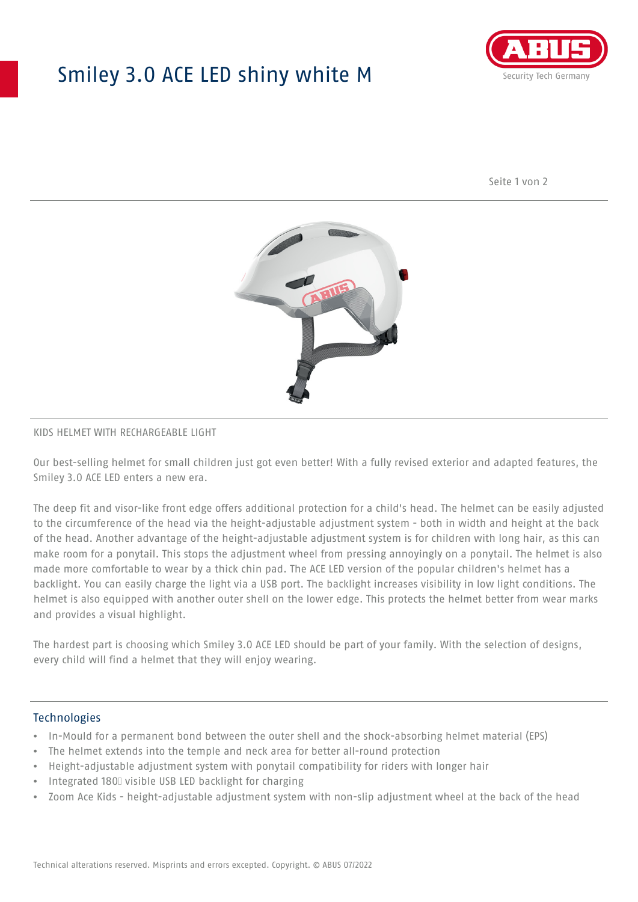# Smiley 3.0 ACE LED shiny white M

KIDS HELMET WITH RECHARGEABLE LIGHT

Our best-selling helmet for small children just got even better! With a fully revised exterior and adapted features, the Smiley 3.0 ACE LED enters a new era.

The deep fit and visor-like front edge offers additional protection for a child's head. The helmet can be easily adjusted to the circumference of the head via the height-adjustable adjustment system - both in width and height at the back of the head. Another advantage of the height-adjustable adjustment system is for children with long hair, as this can make room for a ponytail. This stops the adjustment wheel from pressing annoyingly on a ponytail. The helmet is also made more comfortable to wear by a thick chin pad. The ACE LED version of the popular children's helmet has a backlight. You can easily charge the light via a USB port. The backlight increases visibility in low light conditions. The helmet is also equipped with another outer shell on the lower edge. This protects the helmet better from wear marks and provides a visual highlight.

The hardest part is choosing which Smiley 3.0 ACE LED should be part of your family. With the selection of designs, every child will find a helmet that they will enjoy wearing.

## Technologies

- In-Mould for a permanent bond between the outer shell and the shock-absorbing helmet material (EPS)
- The helmet extends into the temple and neck area for better all-round protection
- Height-adjustable adjustment system with ponytail compatibility for riders with longer hair
- Integrated 180° visible USB LED backlight for charging
- Zoom Ace Kids - height-adjustable adjustment system with non-slip adjustment wheel at the back of the head

Technical alterations reserved. Misprints and errors excepted. Copyright. © ABUS 07/2022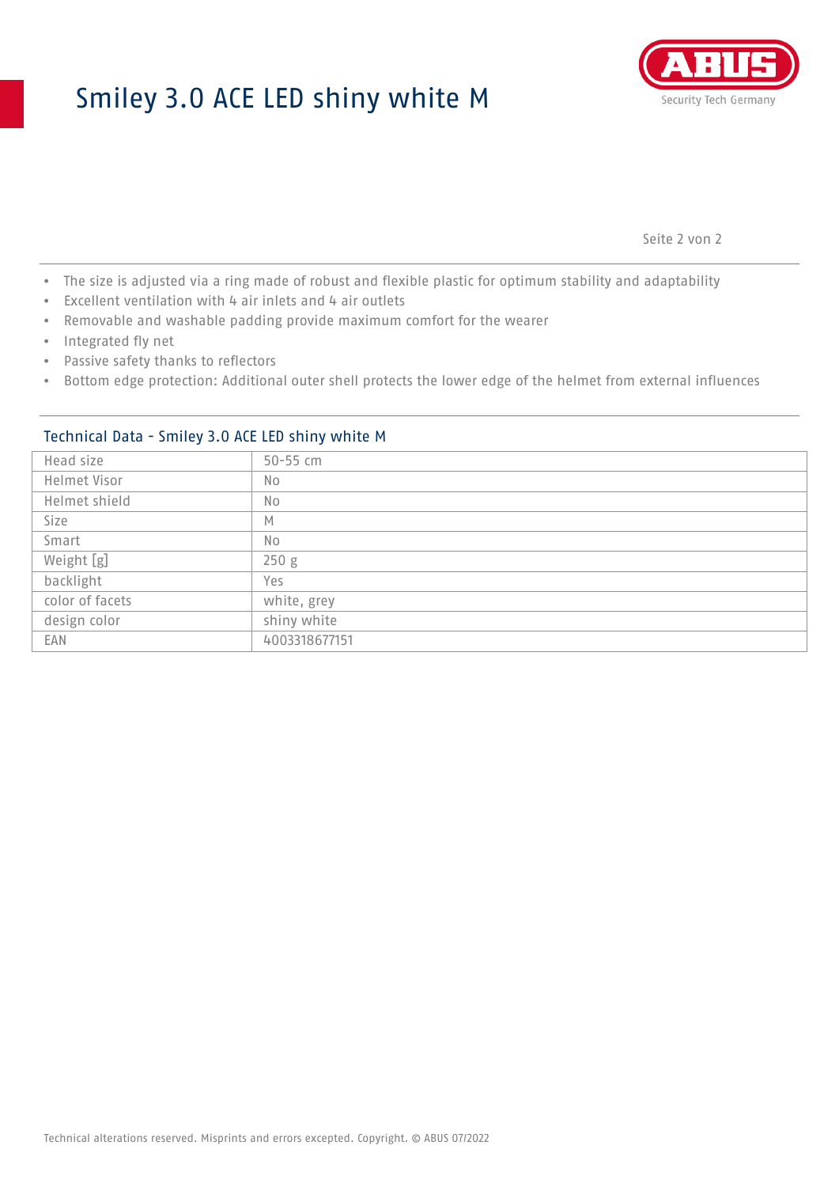- The size is adjusted via a ring made of robust and flexible plastic for optimum stability and adaptability
- Excellent ventilation with 4 air inlets and 4 air outlets
- Removable and washable padding provide maximum comfort for the wearer
- Integrated fly net
- Passive safety thanks to reflectors
- Bottom edge protection: Additional outer shell protects the lower edge of the helmet from external influences

## Technical Data - Smiley 3.0 ACE LED shiny white M

| | |
|---|---|
| Head size | 50-55 cm |
| Helmet Visor | No |
| Helmet shield | No |
| Size | M |
| Smart | No |
| Weight [g] | 250 g |
| backlight | Yes |
| color of facets | white, grey |
| design color | shiny white |
| EAN | 4003318677151 |

Technical alterations reserved. Misprints and errors excepted. Copyright. © ABUS 07/2022